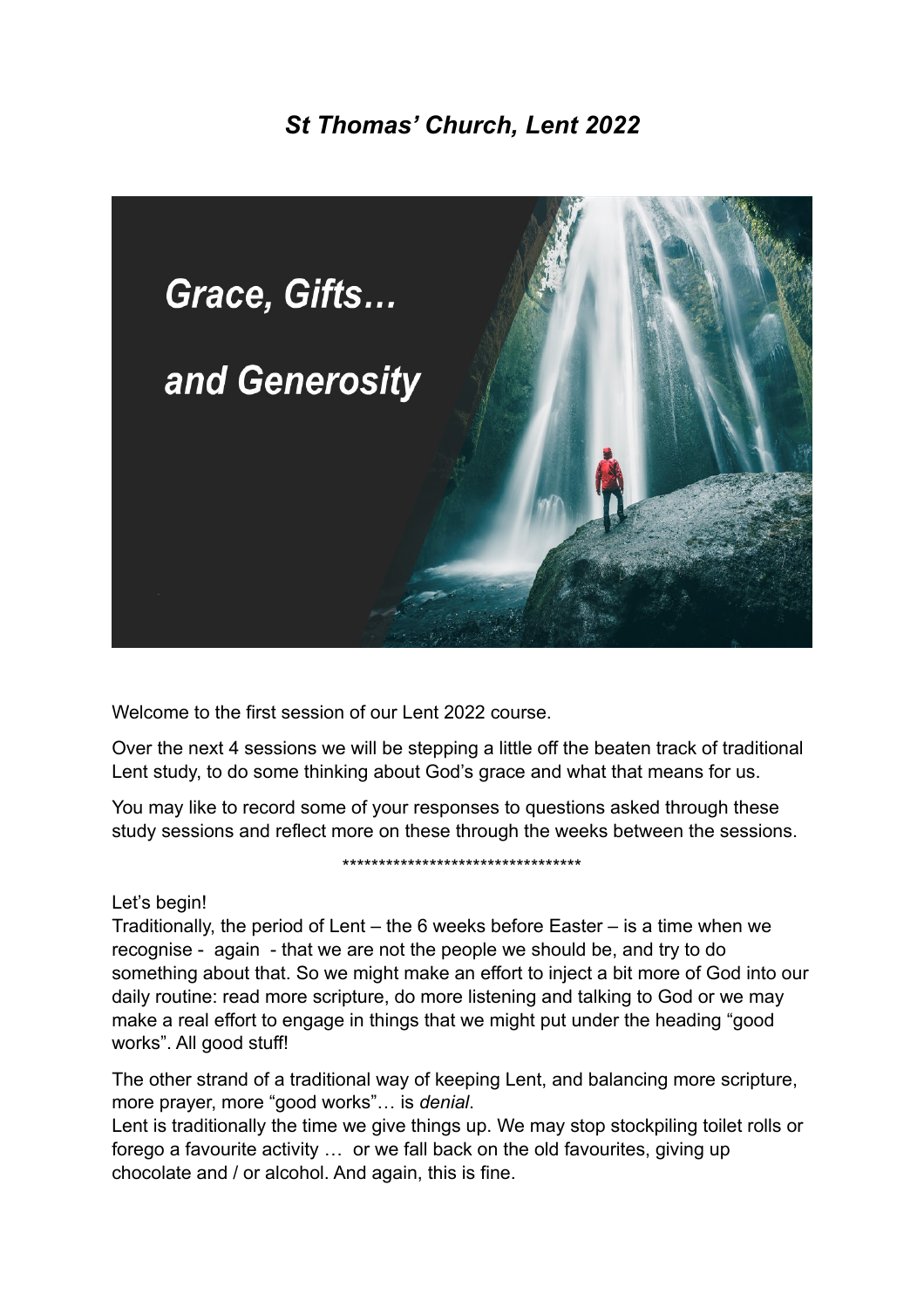# *St Thomas' Church, Lent 2022*

## *Grace, Gifts…*

## *and Generosity*

Welcome to the first session of our Lent 2022 course.

Over the next 4 sessions we will be stepping a little off the beaten track of traditional Lent study, to do some thinking about God's grace and what that means for us.

You may like to record some of your responses to questions asked through these study sessions and reflect more on these through the weeks between the sessions.

*********************************

Let's begin!

Traditionally, the period of Lent – the 6 weeks before Easter – is a time when we recognise - again - that we are not the people we should be, and try to do something about that. So we might make an effort to inject a bit more of God into our daily routine: read more scripture, do more listening and talking to God or we may make a real effort to engage in things that we might put under the heading "good works". All good stuff!

The other strand of a traditional way of keeping Lent, and balancing more scripture, more prayer, more "good works"… is *denial*.

Lent is traditionally the time we give things up. We may stop stockpiling toilet rolls or forego a favourite activity … or we fall back on the old favourites, giving up chocolate and / or alcohol. And again, this is fine.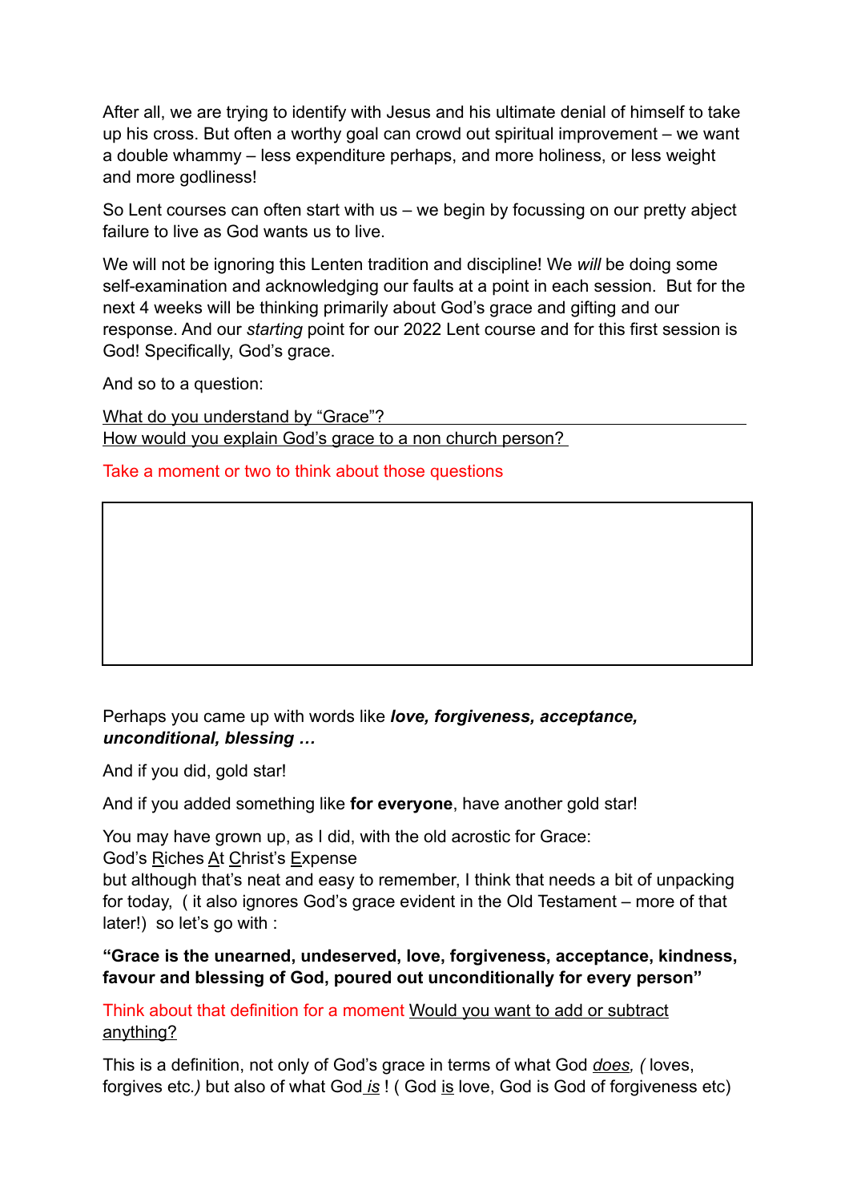After all, we are trying to identify with Jesus and his ultimate denial of himself to take up his cross. But often a worthy goal can crowd out spiritual improvement – we want a double whammy – less expenditure perhaps, and more holiness, or less weight and more godliness!

So Lent courses can often start with us – we begin by focussing on our pretty abject failure to live as God wants us to live.

We will not be ignoring this Lenten tradition and discipline! We *will* be doing some self-examination and acknowledging our faults at a point in each session. But for the next 4 weeks will be thinking primarily about God's grace and gifting and our response. And our *starting* point for our 2022 Lent course and for this first session is God! Specifically, God's grace.

And so to a question:

What do you understand by "Grace"?
How would you explain God's grace to a non church person?

Take a moment or two to think about those questions

Perhaps you came up with words like ***love, forgiveness, acceptance, unconditional, blessing …***

And if you did, gold star!

And if you added something like **for everyone**, have another gold star!

You may have grown up, as I did, with the old acrostic for Grace:
God's Riches At Christ's Expense
but although that's neat and easy to remember, I think that needs a bit of unpacking for today, ( it also ignores God's grace evident in the Old Testament – more of that later!) so let's go with :

**"Grace is the unearned, undeserved, love, forgiveness, acceptance, kindness, favour and blessing of God, poured out unconditionally for every person"**

Think about that definition for a moment Would you want to add or subtract anything?

This is a definition, not only of God's grace in terms of what God *does, (* loves, forgives etc.*)* but also of what God *is* ! ( God is love, God is God of forgiveness etc)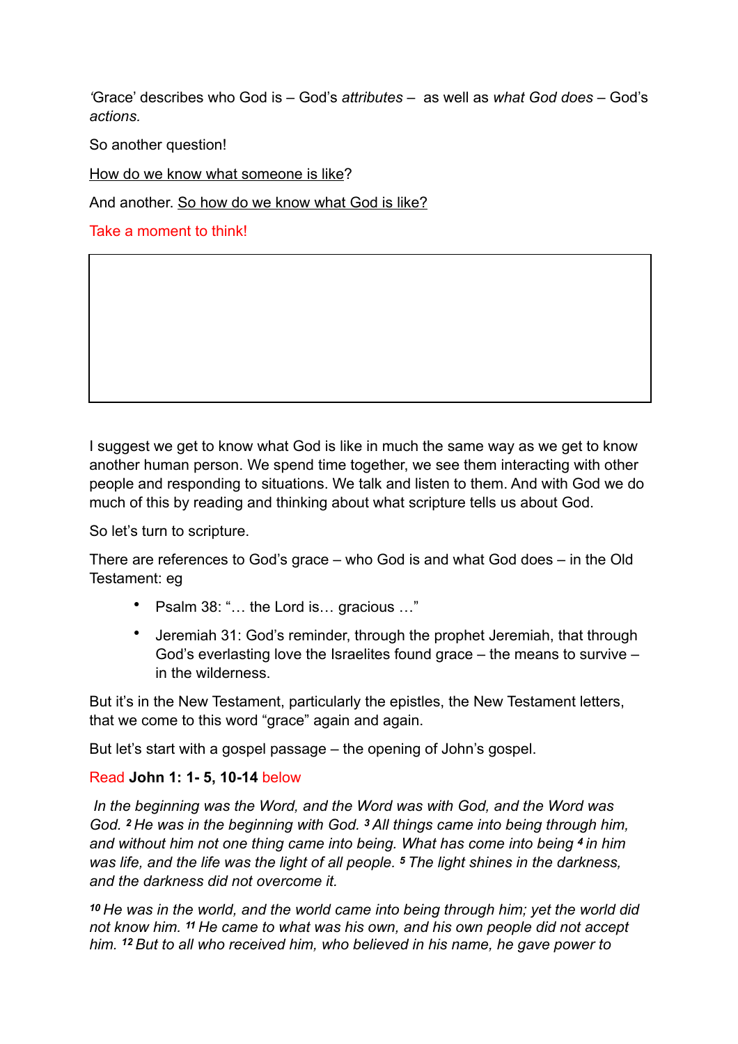'Grace' describes who God is – God's *attributes* – as well as *what God does* – God's *actions.*

So another question!

How do we know what someone is like?

And another. So how do we know what God is like?

Take a moment to think!

I suggest we get to know what God is like in much the same way as we get to know another human person. We spend time together, we see them interacting with other people and responding to situations. We talk and listen to them. And with God we do much of this by reading and thinking about what scripture tells us about God.

So let's turn to scripture.

There are references to God's grace – who God is and what God does – in the Old Testament: eg

- Psalm 38: "… the Lord is… gracious …"
- Jeremiah 31: God's reminder, through the prophet Jeremiah, that through God's everlasting love the Israelites found grace – the means to survive – in the wilderness.

But it's in the New Testament, particularly the epistles, the New Testament letters, that we come to this word "grace" again and again.

But let's start with a gospel passage – the opening of John's gospel.

Read **John 1: 1- 5, 10-14** below

*In the beginning was the Word, and the Word was with God, and the Word was God. [2] He was in the beginning with God. [3] All things came into being through him, and without him not one thing came into being. What has come into being [4] in him was life, and the life was the light of all people. [5] The light shines in the darkness, and the darkness did not overcome it.*

*[10] He was in the world, and the world came into being through him; yet the world did not know him. [11] He came to what was his own, and his own people did not accept him. [12] But to all who received him, who believed in his name, he gave power to*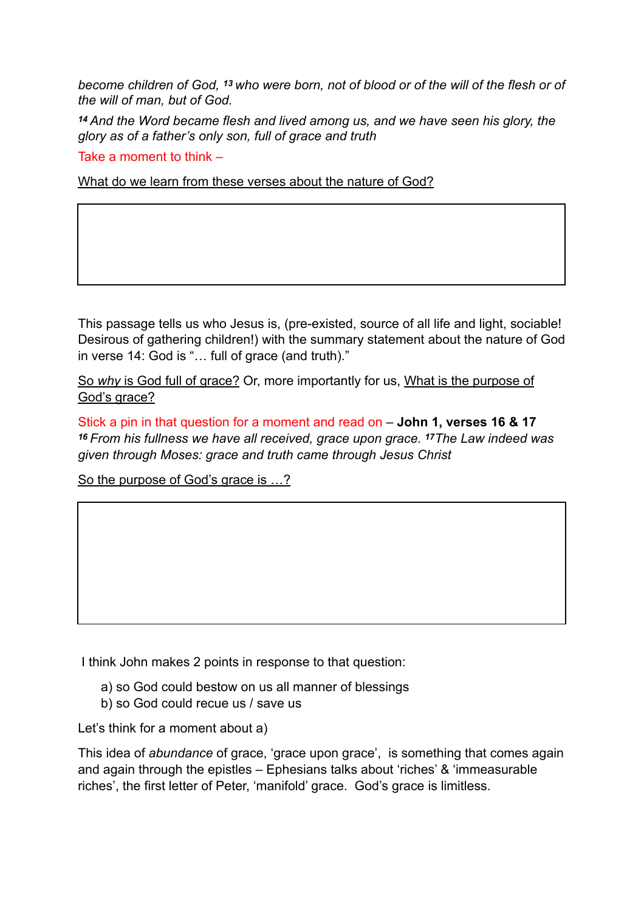*become children of God,* ***13*** *who were born, not of blood or of the will of the flesh or of the will of man, but of God.*

***14*** *And the Word became flesh and lived among us, and we have seen his glory, the glory as of a father's only son, full of grace and truth*

Take a moment to think –

<u>What do we learn from these verses about the nature of God?</u>

|   |
|---|
|   |

This passage tells us who Jesus is, (pre-existed, source of all life and light, sociable! Desirous of gathering children!) with the summary statement about the nature of God in verse 14: God is "… full of grace (and truth)."

<u>So *why* is God full of grace?</u> Or, more importantly for us, <u>What is the purpose of God's grace?</u>

Stick a pin in that question for a moment and read on – **John 1, verses 16 & 17**
***16*** *From his fullness we have all received, grace upon grace.* ***17*** *The Law indeed was given through Moses: grace and truth came through Jesus Christ*

<u>So the purpose of God's grace is …?</u>

|   |
|---|
|   |

I think John makes 2 points in response to that question:

a) so God could bestow on us all manner of blessings
b) so God could recue us / save us

Let's think for a moment about a)

This idea of *abundance* of grace, 'grace upon grace', is something that comes again and again through the epistles – Ephesians talks about 'riches' & 'immeasurable riches', the first letter of Peter, 'manifold' grace. God's grace is limitless.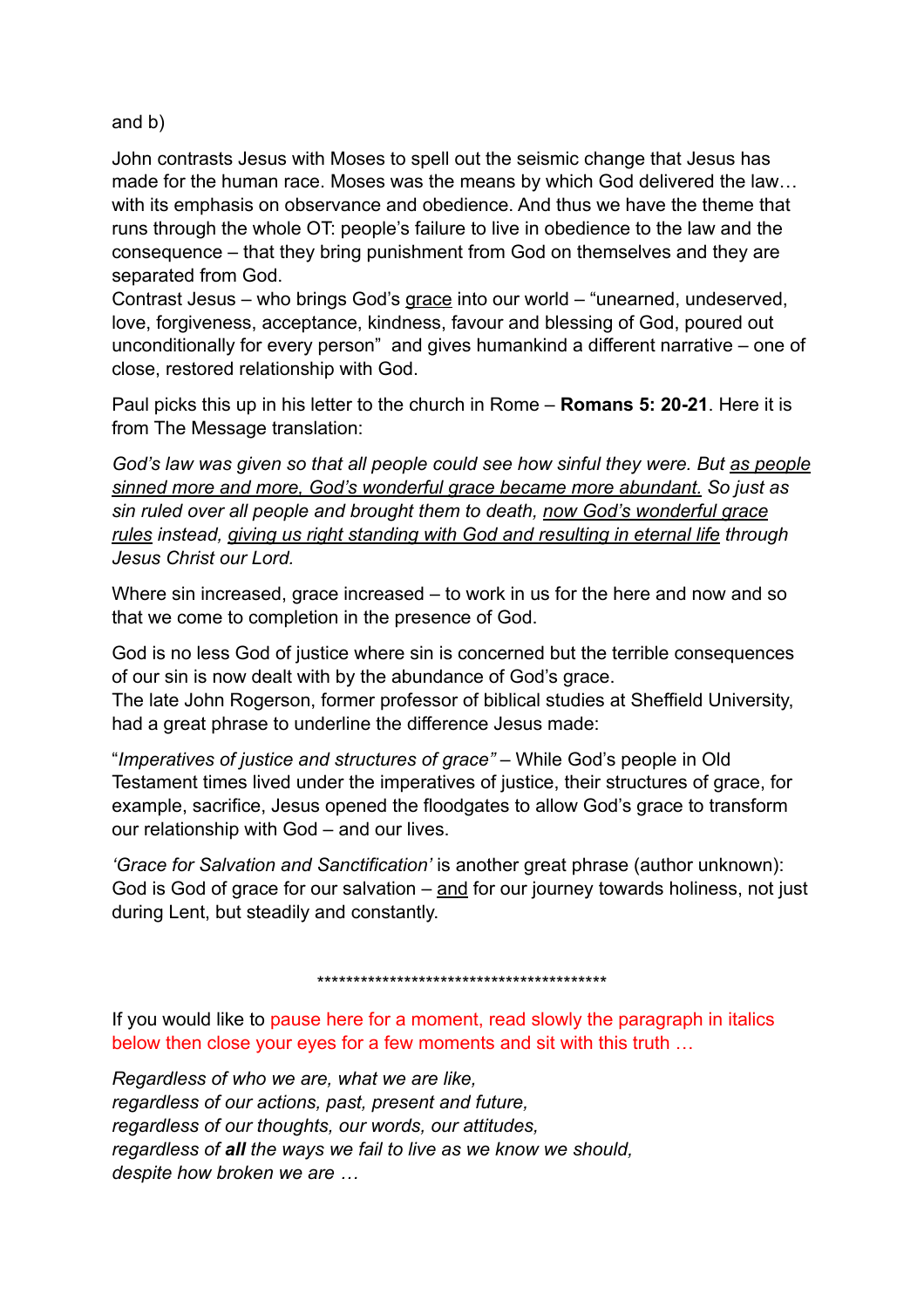and b)

John contrasts Jesus with Moses to spell out the seismic change that Jesus has made for the human race. Moses was the means by which God delivered the law… with its emphasis on observance and obedience. And thus we have the theme that runs through the whole OT: people's failure to live in obedience to the law and the consequence – that they bring punishment from God on themselves and they are separated from God.
Contrast Jesus – who brings God's <u>grace</u> into our world – "unearned, undeserved, love, forgiveness, acceptance, kindness, favour and blessing of God, poured out unconditionally for every person" and gives humankind a different narrative – one of close, restored relationship with God.

Paul picks this up in his letter to the church in Rome – **Romans 5: 20-21**. Here it is from The Message translation:

*God's law was given so that all people could see how sinful they were. But <u>as people sinned more and more, God's wonderful grace became more abundant.</u> So just as sin ruled over all people and brought them to death, <u>now God's wonderful grace rules</u> instead, <u>giving us right standing with God and resulting in eternal life</u> through Jesus Christ our Lord.*

Where sin increased, grace increased – to work in us for the here and now and so that we come to completion in the presence of God.

God is no less God of justice where sin is concerned but the terrible consequences of our sin is now dealt with by the abundance of God's grace.
The late John Rogerson, former professor of biblical studies at Sheffield University, had a great phrase to underline the difference Jesus made:

"*Imperatives of justice and structures of grace"* – While God's people in Old Testament times lived under the imperatives of justice, their structures of grace, for example, sacrifice, Jesus opened the floodgates to allow God's grace to transform our relationship with God – and our lives.

*'Grace for Salvation and Sanctification'* is another great phrase (author unknown): God is God of grace for our salvation – <u>and</u> for our journey towards holiness, not just during Lent, but steadily and constantly.

******************************************

If you would like to pause here for a moment, read slowly the paragraph in italics below then close your eyes for a few moments and sit with this truth …

*Regardless of who we are, what we are like,*
*regardless of our actions, past, present and future,*
*regardless of our thoughts, our words, our attitudes,*
*regardless of **all** the ways we fail to live as we know we should,*
*despite how broken we are …*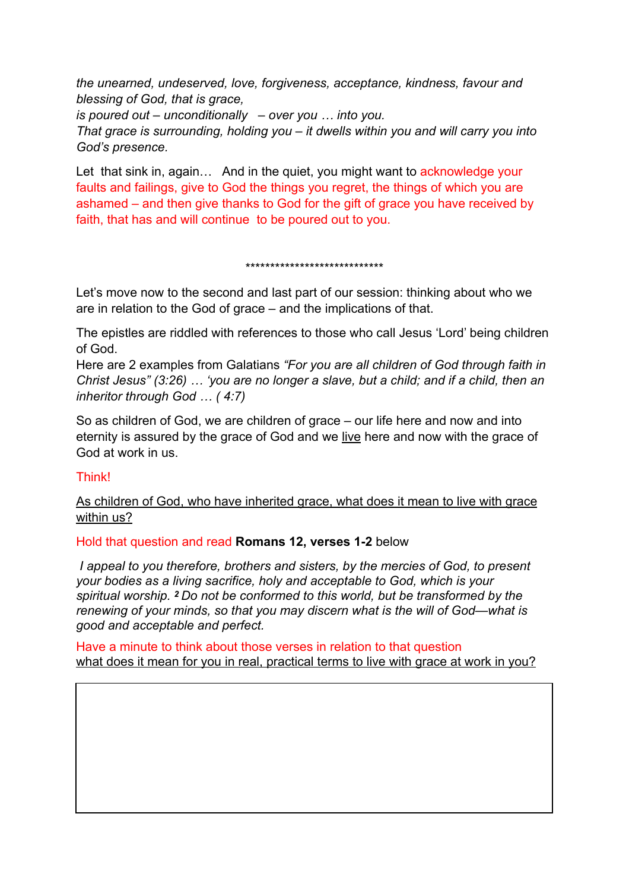*the unearned, undeserved, love, forgiveness, acceptance, kindness, favour and blessing of God, that is grace,*
*is poured out – unconditionally – over you … into you.*
*That grace is surrounding, holding you – it dwells within you and will carry you into God's presence.*

Let that sink in, again… And in the quiet, you might want to acknowledge your faults and failings, give to God the things you regret, the things of which you are ashamed – and then give thanks to God for the gift of grace you have received by faith, that has and will continue to be poured out to you.

****************************

Let's move now to the second and last part of our session: thinking about who we are in relation to the God of grace – and the implications of that.

The epistles are riddled with references to those who call Jesus 'Lord' being children of God.
Here are 2 examples from Galatians *"For you are all children of God through faith in Christ Jesus" (3:26) … 'you are no longer a slave, but a child; and if a child, then an inheritor through God … ( 4:7)*

So as children of God, we are children of grace – our life here and now and into eternity is assured by the grace of God and we <u>live</u> here and now with the grace of God at work in us.

Think!

<u>As children of God, who have inherited grace, what does it mean to live with grace within us?</u>

Hold that question and read **Romans 12, verses 1-2** below

*I appeal to you therefore, brothers and sisters, by the mercies of God, to present your bodies as a living sacrifice, holy and acceptable to God, which is your spiritual worship. [2] Do not be conformed to this world, but be transformed by the renewing of your minds, so that you may discern what is the will of God—what is good and acceptable and perfect.*

Have a minute to think about those verses in relation to that question
<u>what does it mean for you in real, practical terms to live with grace at work in you?</u>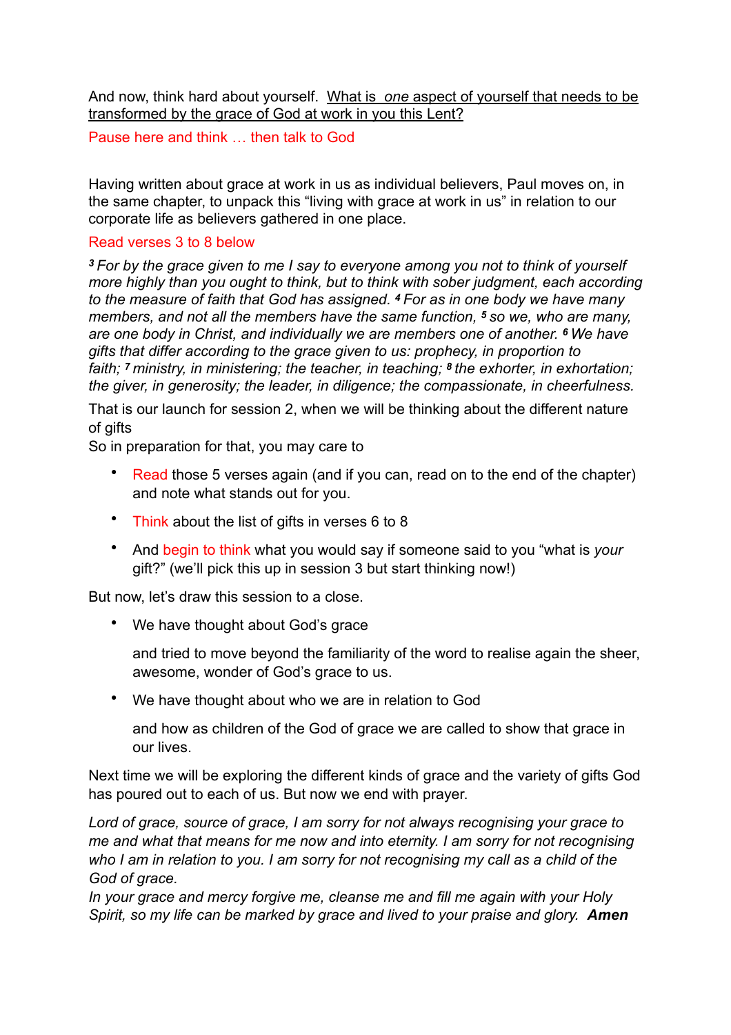And now, think hard about yourself. <u>What is *one* aspect of yourself that needs to be transformed by the grace of God at work in you this Lent?</u>

Pause here and think … then talk to God

Having written about grace at work in us as individual believers, Paul moves on, in the same chapter, to unpack this "living with grace at work in us" in relation to our corporate life as believers gathered in one place.

Read verses 3 to 8 below

*[3] For by the grace given to me I say to everyone among you not to think of yourself more highly than you ought to think, but to think with sober judgment, each according to the measure of faith that God has assigned. [4] For as in one body we have many members, and not all the members have the same function, [5] so we, who are many, are one body in Christ, and individually we are members one of another. [6] We have gifts that differ according to the grace given to us: prophecy, in proportion to faith; [7] ministry, in ministering; the teacher, in teaching; [8] the exhorter, in exhortation; the giver, in generosity; the leader, in diligence; the compassionate, in cheerfulness.*

That is our launch for session 2, when we will be thinking about the different nature of gifts

So in preparation for that, you may care to

- Read those 5 verses again (and if you can, read on to the end of the chapter) and note what stands out for you.
- Think about the list of gifts in verses 6 to 8
- And begin to think what you would say if someone said to you "what is *your* gift?" (we'll pick this up in session 3 but start thinking now!)

But now, let's draw this session to a close.

- We have thought about God's grace

  and tried to move beyond the familiarity of the word to realise again the sheer, awesome, wonder of God's grace to us.

- We have thought about who we are in relation to God

  and how as children of the God of grace we are called to show that grace in our lives.

Next time we will be exploring the different kinds of grace and the variety of gifts God has poured out to each of us. But now we end with prayer.

*Lord of grace, source of grace, I am sorry for not always recognising your grace to me and what that means for me now and into eternity. I am sorry for not recognising who I am in relation to you. I am sorry for not recognising my call as a child of the God of grace.*
*In your grace and mercy forgive me, cleanse me and fill me again with your Holy Spirit, so my life can be marked by grace and lived to your praise and glory.* ***Amen***